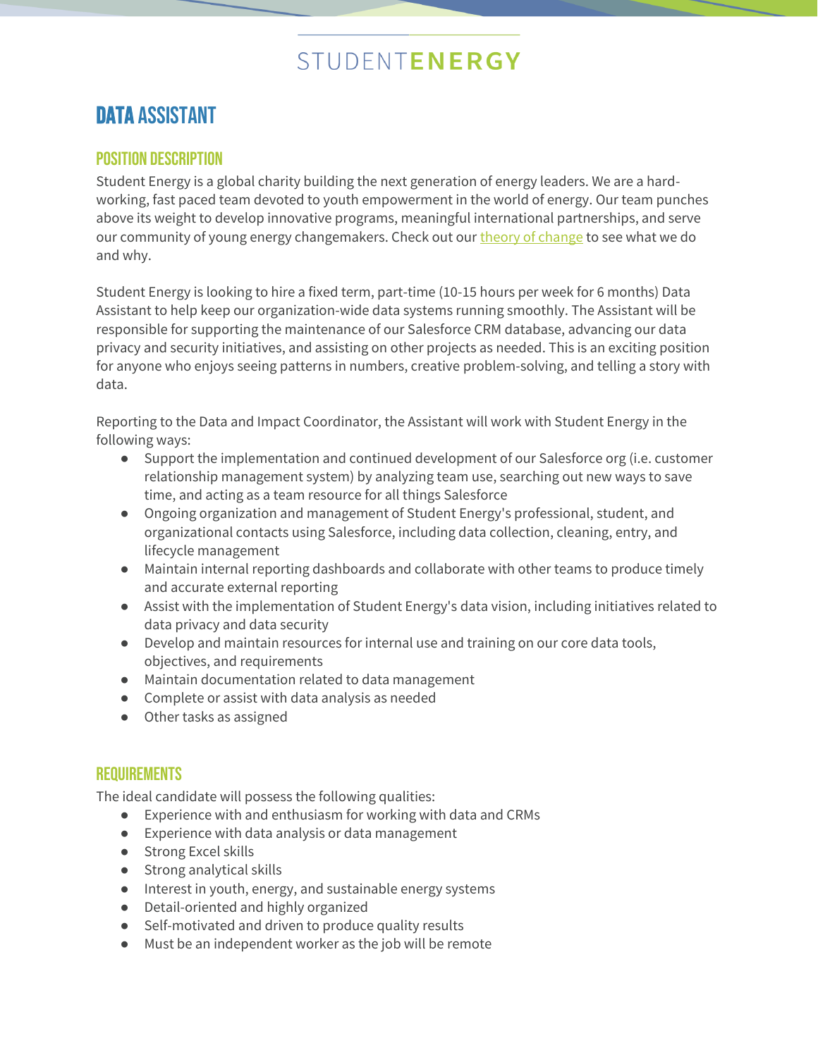STUDENTENERGY

# DATA ASSISTANT

## POSITION DESCRIPTION

Student Energy is a global charity building the next generation of energy leaders. We are a hard-working, fast paced team devoted to youth empowerment in the world of energy. Our team punches above its weight to develop innovative programs, meaningful international partnerships, and serve our community of young energy changemakers. Check out our theory of change to see what we do and why.

Student Energy is looking to hire a fixed term, part-time (10-15 hours per week for 6 months) Data Assistant to help keep our organization-wide data systems running smoothly. The Assistant will be responsible for supporting the maintenance of our Salesforce CRM database, advancing our data privacy and security initiatives, and assisting on other projects as needed. This is an exciting position for anyone who enjoys seeing patterns in numbers, creative problem-solving, and telling a story with data.

Reporting to the Data and Impact Coordinator, the Assistant will work with Student Energy in the following ways:

- Support the implementation and continued development of our Salesforce org (i.e. customer relationship management system) by analyzing team use, searching out new ways to save time, and acting as a team resource for all things Salesforce
- Ongoing organization and management of Student Energy's professional, student, and organizational contacts using Salesforce, including data collection, cleaning, entry, and lifecycle management
- Maintain internal reporting dashboards and collaborate with other teams to produce timely and accurate external reporting
- Assist with the implementation of Student Energy's data vision, including initiatives related to data privacy and data security
- Develop and maintain resources for internal use and training on our core data tools, objectives, and requirements
- Maintain documentation related to data management
- Complete or assist with data analysis as needed
- Other tasks as assigned

## REQUIREMENTS

The ideal candidate will possess the following qualities:

- Experience with and enthusiasm for working with data and CRMs
- Experience with data analysis or data management
- Strong Excel skills
- Strong analytical skills
- Interest in youth, energy, and sustainable energy systems
- Detail-oriented and highly organized
- Self-motivated and driven to produce quality results
- Must be an independent worker as the job will be remote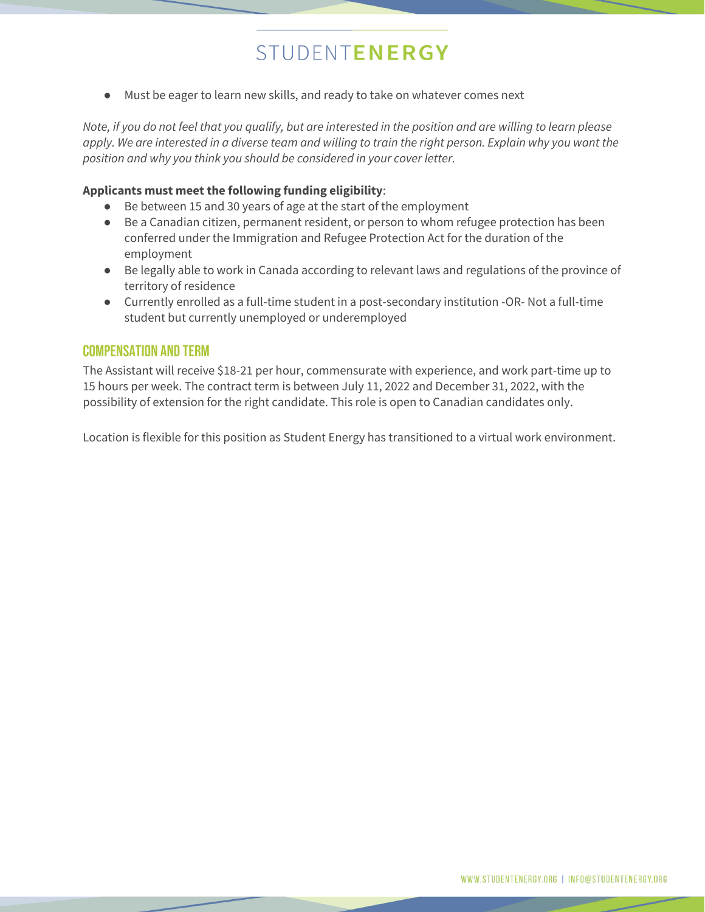- Must be eager to learn new skills, and ready to take on whatever comes next

*Note, if you do not feel that you qualify, but are interested in the position and are willing to learn please apply. We are interested in a diverse team and willing to train the right person. Explain why you want the position and why you think you should be considered in your cover letter.*

**Applicants must meet the following funding eligibility**:

- Be between 15 and 30 years of age at the start of the employment
- Be a Canadian citizen, permanent resident, or person to whom refugee protection has been conferred under the Immigration and Refugee Protection Act for the duration of the employment
- Be legally able to work in Canada according to relevant laws and regulations of the province of territory of residence
- Currently enrolled as a full-time student in a post-secondary institution -OR- Not a full-time student but currently unemployed or underemployed

## COMPENSATION AND TERM

The Assistant will receive $18-21 per hour, commensurate with experience, and work part-time up to 15 hours per week. The contract term is between July 11, 2022 and December 31, 2022, with the possibility of extension for the right candidate. This role is open to Canadian candidates only.

Location is flexible for this position as Student Energy has transitioned to a virtual work environment.